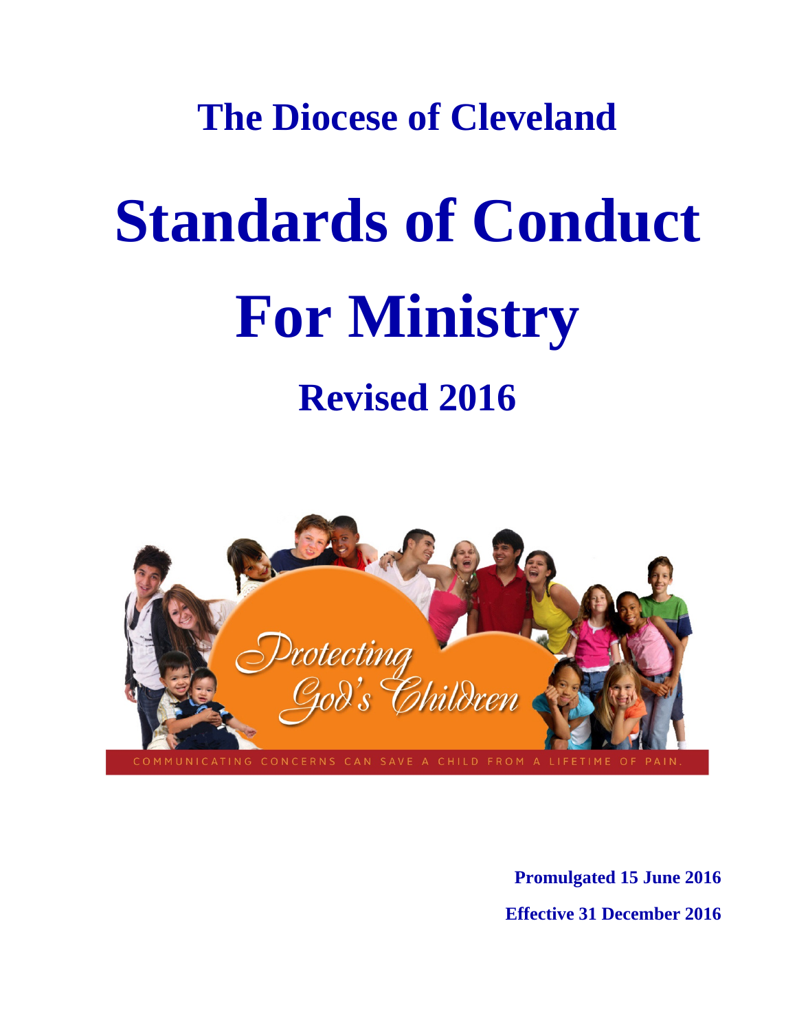# The Diocese of Cleveland

# Standards of Conduct For Ministry

## Revised 2016

Promulgated 15 June 2016

Effective 31 December 2016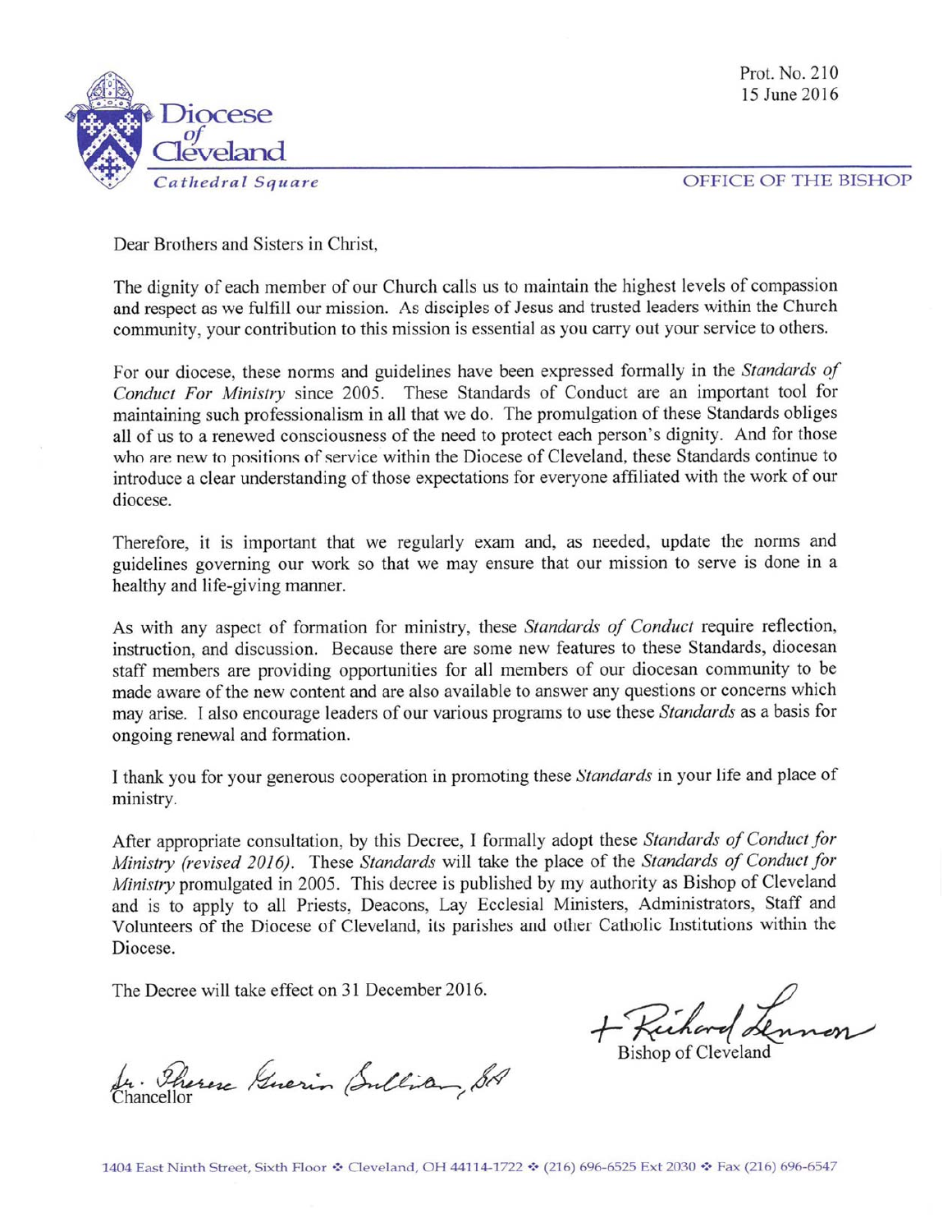Prot. No. 210
15 June 2016

Diocese of Cleveland
*Cathedral Square*

OFFICE OF THE BISHOP

Dear Brothers and Sisters in Christ,

The dignity of each member of our Church calls us to maintain the highest levels of compassion and respect as we fulfill our mission. As disciples of Jesus and trusted leaders within the Church community, your contribution to this mission is essential as you carry out your service to others.

For our diocese, these norms and guidelines have been expressed formally in the *Standards of Conduct For Ministry* since 2005. These Standards of Conduct are an important tool for maintaining such professionalism in all that we do. The promulgation of these Standards obliges all of us to a renewed consciousness of the need to protect each person's dignity. And for those who are new to positions of service within the Diocese of Cleveland, these Standards continue to introduce a clear understanding of those expectations for everyone affiliated with the work of our diocese.

Therefore, it is important that we regularly exam and, as needed, update the norms and guidelines governing our work so that we may ensure that our mission to serve is done in a healthy and life-giving manner.

As with any aspect of formation for ministry, these *Standards of Conduct* require reflection, instruction, and discussion. Because there are some new features to these Standards, diocesan staff members are providing opportunities for all members of our diocesan community to be made aware of the new content and are also available to answer any questions or concerns which may arise. I also encourage leaders of our various programs to use these *Standards* as a basis for ongoing renewal and formation.

I thank you for your generous cooperation in promoting these *Standards* in your life and place of ministry.

After appropriate consultation, by this Decree, I formally adopt these *Standards of Conduct for Ministry (revised 2016)*. These *Standards* will take the place of the *Standards of Conduct for Ministry* promulgated in 2005. This decree is published by my authority as Bishop of Cleveland and is to apply to all Priests, Deacons, Lay Ecclesial Ministers, Administrators, Staff and Volunteers of the Diocese of Cleveland, its parishes and other Catholic Institutions within the Diocese.

The Decree will take effect on 31 December 2016.

+ Richard Lennon
Bishop of Cleveland

Sr. Therese Guerin Sullivan, SP
Chancellor

1404 East Ninth Street, Sixth Floor ❖ Cleveland, OH 44114-1722 ❖ (216) 696-6525 Ext 2030 ❖ Fax (216) 696-6547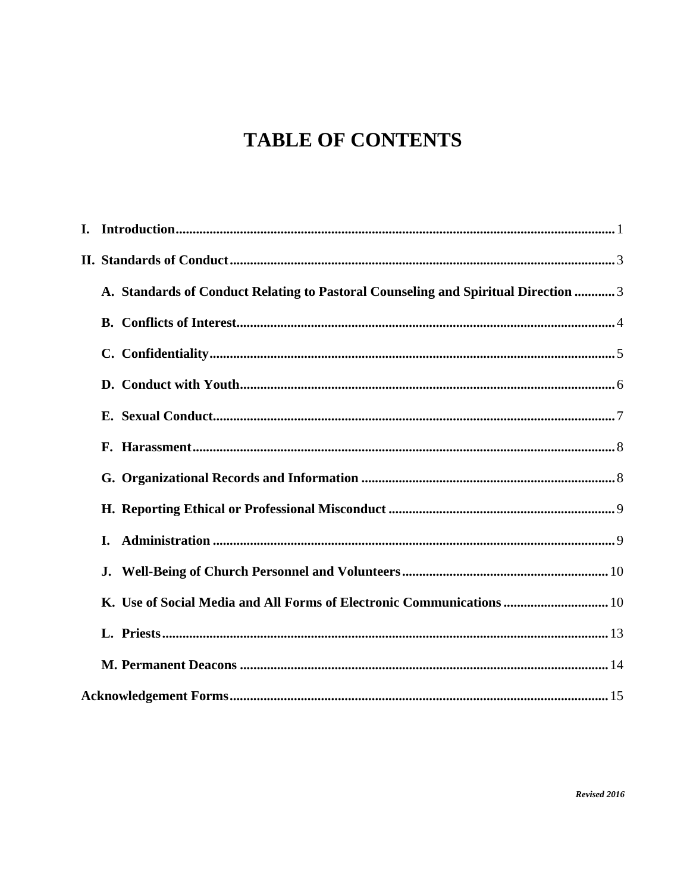# TABLE OF CONTENTS

**I. Introduction** .......... 1

**II. Standards of Conduct** .......... 3

- **A. Standards of Conduct Relating to Pastoral Counseling and Spiritual Direction** .......... 3
- **B. Conflicts of Interest** .......... 4
- **C. Confidentiality** .......... 5
- **D. Conduct with Youth** .......... 6
- **E. Sexual Conduct** .......... 7
- **F. Harassment** .......... 8
- **G. Organizational Records and Information** .......... 8
- **H. Reporting Ethical or Professional Misconduct** .......... 9
- **I. Administration** .......... 9
- **J. Well-Being of Church Personnel and Volunteers** .......... 10
- **K. Use of Social Media and All Forms of Electronic Communications** .......... 10
- **L. Priests** .......... 13
- **M. Permanent Deacons** .......... 14

**Acknowledgement Forms** .......... 15

***Revised 2016***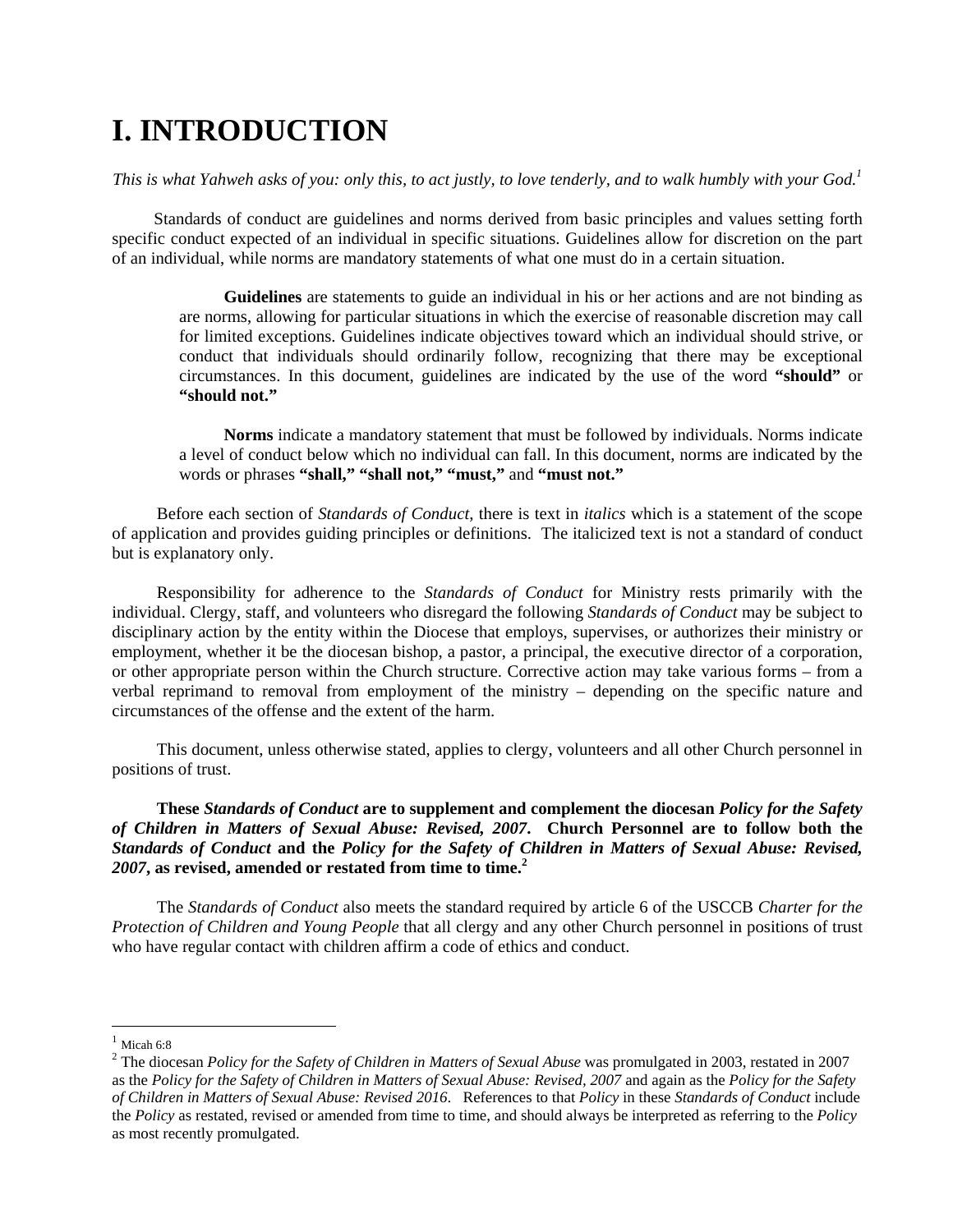# I. INTRODUCTION

*This is what Yahweh asks of you: only this, to act justly, to love tenderly, and to walk humbly with your God.*[1]

Standards of conduct are guidelines and norms derived from basic principles and values setting forth specific conduct expected of an individual in specific situations. Guidelines allow for discretion on the part of an individual, while norms are mandatory statements of what one must do in a certain situation.

> **Guidelines** are statements to guide an individual in his or her actions and are not binding as are norms, allowing for particular situations in which the exercise of reasonable discretion may call for limited exceptions. Guidelines indicate objectives toward which an individual should strive, or conduct that individuals should ordinarily follow, recognizing that there may be exceptional circumstances. In this document, guidelines are indicated by the use of the word **"should"** or **"should not."**

> **Norms** indicate a mandatory statement that must be followed by individuals. Norms indicate a level of conduct below which no individual can fall. In this document, norms are indicated by the words or phrases **"shall," "shall not," "must,"** and **"must not."**

Before each section of *Standards of Conduct*, there is text in *italics* which is a statement of the scope of application and provides guiding principles or definitions. The italicized text is not a standard of conduct but is explanatory only.

Responsibility for adherence to the *Standards of Conduct* for Ministry rests primarily with the individual. Clergy, staff, and volunteers who disregard the following *Standards of Conduct* may be subject to disciplinary action by the entity within the Diocese that employs, supervises, or authorizes their ministry or employment, whether it be the diocesan bishop, a pastor, a principal, the executive director of a corporation, or other appropriate person within the Church structure. Corrective action may take various forms – from a verbal reprimand to removal from employment of the ministry – depending on the specific nature and circumstances of the offense and the extent of the harm.

This document, unless otherwise stated, applies to clergy, volunteers and all other Church personnel in positions of trust.

**These *Standards of Conduct* are to supplement and complement the diocesan *Policy for the Safety of Children in Matters of Sexual Abuse: Revised, 2007*. Church Personnel are to follow both the *Standards of Conduct* and the *Policy for the Safety of Children in Matters of Sexual Abuse: Revised, 2007*, as revised, amended or restated from time to time.**[2]

The *Standards of Conduct* also meets the standard required by article 6 of the USCCB *Charter for the Protection of Children and Young People* that all clergy and any other Church personnel in positions of trust who have regular contact with children affirm a code of ethics and conduct.

---

[1] Micah 6:8

[2] The diocesan *Policy for the Safety of Children in Matters of Sexual Abuse* was promulgated in 2003, restated in 2007 as the *Policy for the Safety of Children in Matters of Sexual Abuse: Revised, 2007* and again as the *Policy for the Safety of Children in Matters of Sexual Abuse: Revised 2016*. References to that *Policy* in these *Standards of Conduct* include the *Policy* as restated, revised or amended from time to time, and should always be interpreted as referring to the *Policy* as most recently promulgated.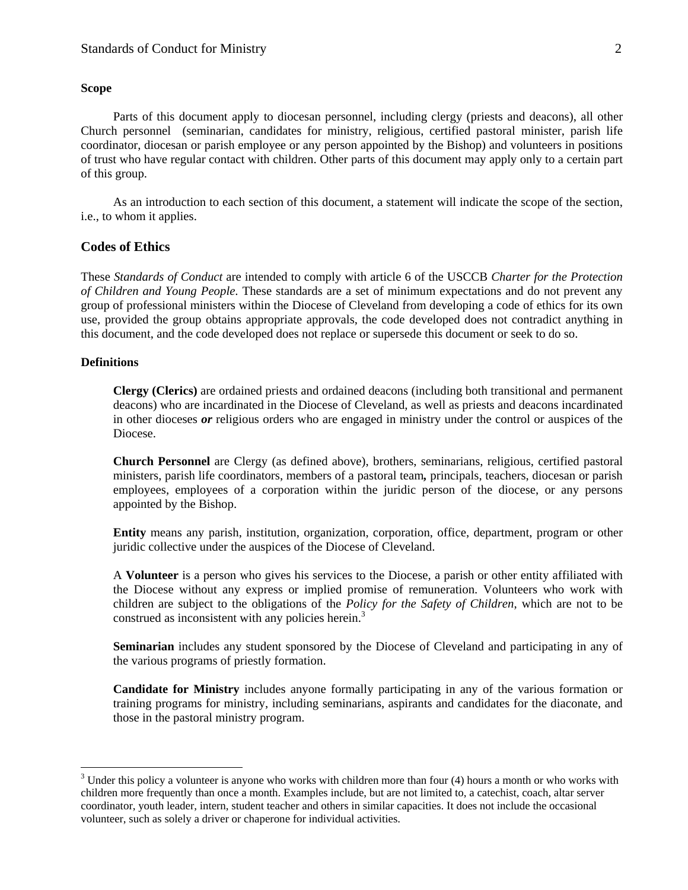**Scope**

Parts of this document apply to diocesan personnel, including clergy (priests and deacons), all other Church personnel (seminarian, candidates for ministry, religious, certified pastoral minister, parish life coordinator, diocesan or parish employee or any person appointed by the Bishop) and volunteers in positions of trust who have regular contact with children. Other parts of this document may apply only to a certain part of this group.

As an introduction to each section of this document, a statement will indicate the scope of the section, i.e., to whom it applies.

## Codes of Ethics

These *Standards of Conduct* are intended to comply with article 6 of the USCCB *Charter for the Protection of Children and Young People*. These standards are a set of minimum expectations and do not prevent any group of professional ministers within the Diocese of Cleveland from developing a code of ethics for its own use, provided the group obtains appropriate approvals, the code developed does not contradict anything in this document, and the code developed does not replace or supersede this document or seek to do so.

**Definitions**

**Clergy (Clerics)** are ordained priests and ordained deacons (including both transitional and permanent deacons) who are incardinated in the Diocese of Cleveland, as well as priests and deacons incardinated in other dioceses ***or*** religious orders who are engaged in ministry under the control or auspices of the Diocese.

**Church Personnel** are Clergy (as defined above), brothers, seminarians, religious, certified pastoral ministers, parish life coordinators, members of a pastoral team**,** principals, teachers, diocesan or parish employees, employees of a corporation within the juridic person of the diocese, or any persons appointed by the Bishop.

**Entity** means any parish, institution, organization, corporation, office, department, program or other juridic collective under the auspices of the Diocese of Cleveland.

A **Volunteer** is a person who gives his services to the Diocese, a parish or other entity affiliated with the Diocese without any express or implied promise of remuneration. Volunteers who work with children are subject to the obligations of the *Policy for the Safety of Children*, which are not to be construed as inconsistent with any policies herein.[3]

**Seminarian** includes any student sponsored by the Diocese of Cleveland and participating in any of the various programs of priestly formation.

**Candidate for Ministry** includes anyone formally participating in any of the various formation or training programs for ministry, including seminarians, aspirants and candidates for the diaconate, and those in the pastoral ministry program.

---

[3] Under this policy a volunteer is anyone who works with children more than four (4) hours a month or who works with children more frequently than once a month. Examples include, but are not limited to, a catechist, coach, altar server coordinator, youth leader, intern, student teacher and others in similar capacities. It does not include the occasional volunteer, such as solely a driver or chaperone for individual activities.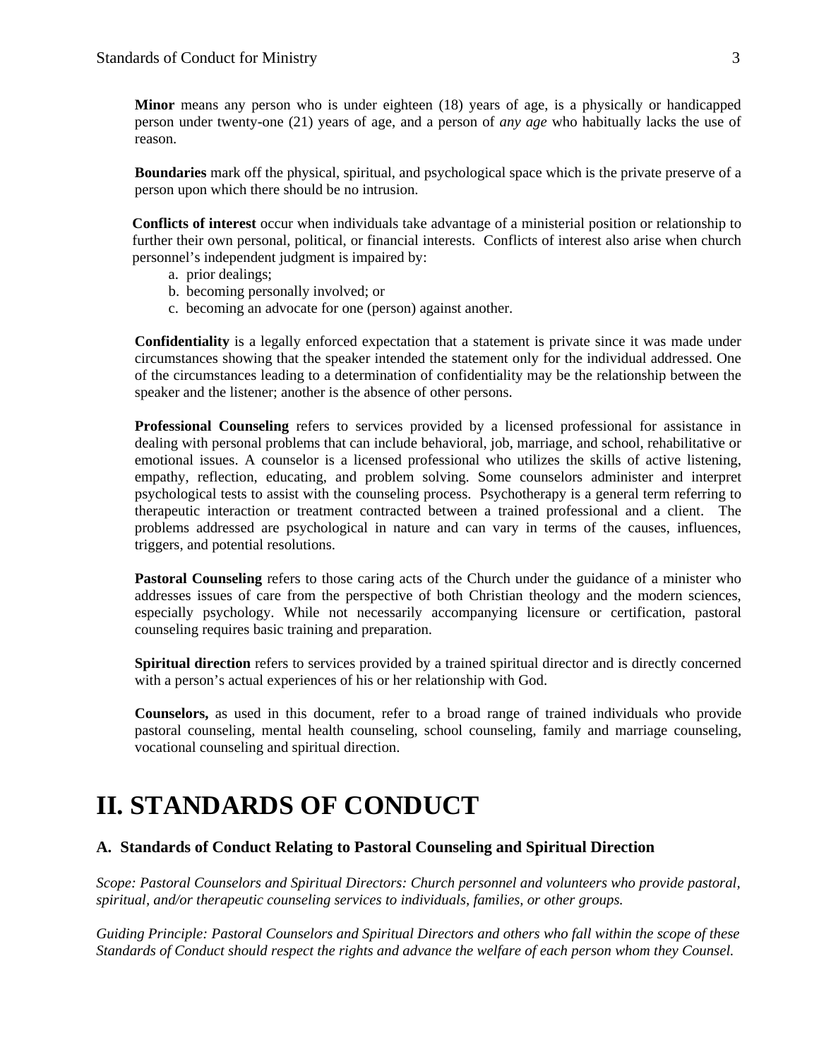**Minor** means any person who is under eighteen (18) years of age, is a physically or handicapped person under twenty-one (21) years of age, and a person of *any age* who habitually lacks the use of reason.

**Boundaries** mark off the physical, spiritual, and psychological space which is the private preserve of a person upon which there should be no intrusion.

**Conflicts of interest** occur when individuals take advantage of a ministerial position or relationship to further their own personal, political, or financial interests. Conflicts of interest also arise when church personnel's independent judgment is impaired by:

a. prior dealings;
b. becoming personally involved; or
c. becoming an advocate for one (person) against another.

**Confidentiality** is a legally enforced expectation that a statement is private since it was made under circumstances showing that the speaker intended the statement only for the individual addressed. One of the circumstances leading to a determination of confidentiality may be the relationship between the speaker and the listener; another is the absence of other persons.

**Professional Counseling** refers to services provided by a licensed professional for assistance in dealing with personal problems that can include behavioral, job, marriage, and school, rehabilitative or emotional issues. A counselor is a licensed professional who utilizes the skills of active listening, empathy, reflection, educating, and problem solving. Some counselors administer and interpret psychological tests to assist with the counseling process. Psychotherapy is a general term referring to therapeutic interaction or treatment contracted between a trained professional and a client. The problems addressed are psychological in nature and can vary in terms of the causes, influences, triggers, and potential resolutions.

**Pastoral Counseling** refers to those caring acts of the Church under the guidance of a minister who addresses issues of care from the perspective of both Christian theology and the modern sciences, especially psychology. While not necessarily accompanying licensure or certification, pastoral counseling requires basic training and preparation.

**Spiritual direction** refers to services provided by a trained spiritual director and is directly concerned with a person's actual experiences of his or her relationship with God.

**Counselors,** as used in this document, refer to a broad range of trained individuals who provide pastoral counseling, mental health counseling, school counseling, family and marriage counseling, vocational counseling and spiritual direction.

# II. STANDARDS OF CONDUCT

### A. Standards of Conduct Relating to Pastoral Counseling and Spiritual Direction

*Scope: Pastoral Counselors and Spiritual Directors: Church personnel and volunteers who provide pastoral, spiritual, and/or therapeutic counseling services to individuals, families, or other groups.*

*Guiding Principle: Pastoral Counselors and Spiritual Directors and others who fall within the scope of these Standards of Conduct should respect the rights and advance the welfare of each person whom they Counsel.*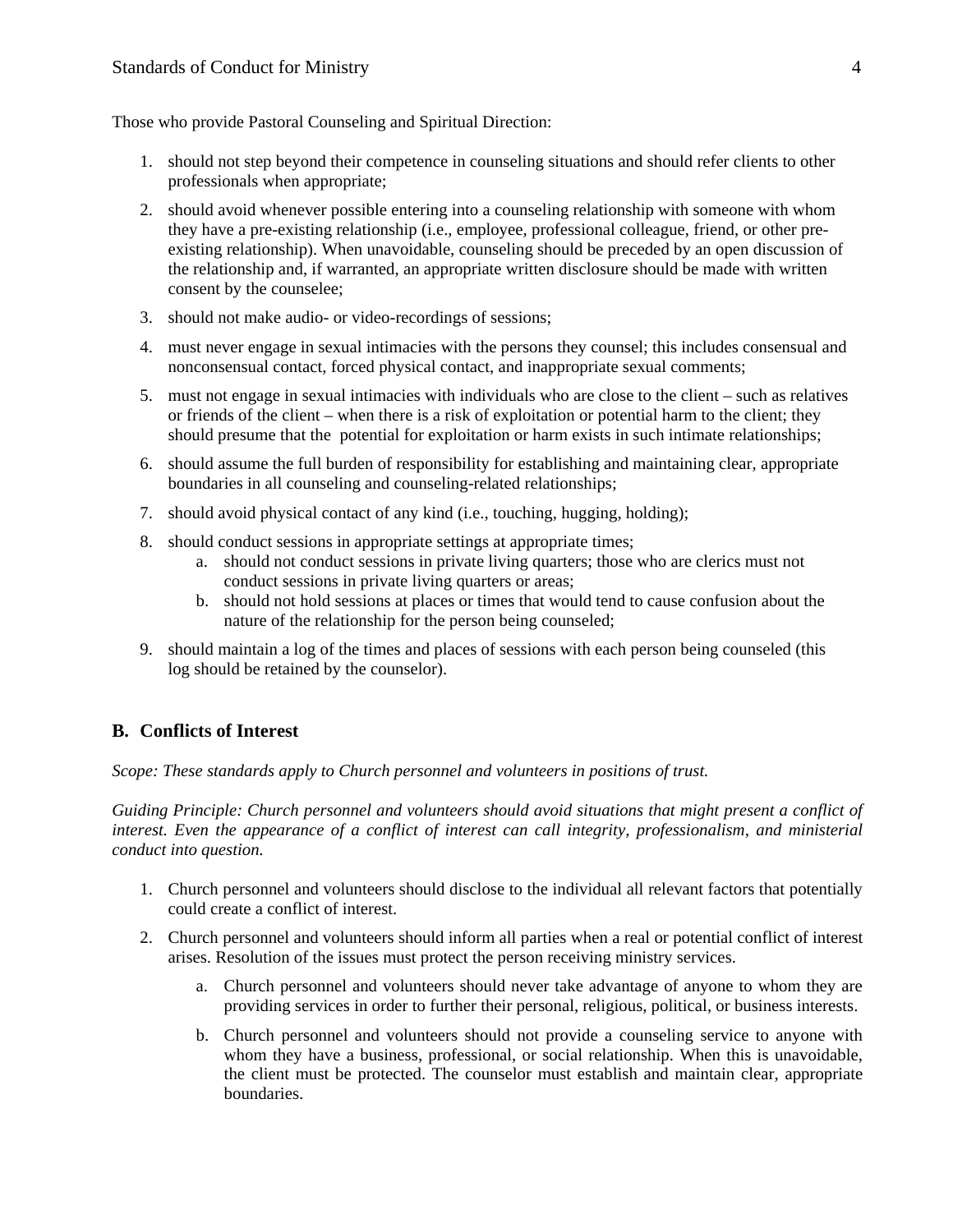Those who provide Pastoral Counseling and Spiritual Direction:

1. should not step beyond their competence in counseling situations and should refer clients to other professionals when appropriate;
2. should avoid whenever possible entering into a counseling relationship with someone with whom they have a pre-existing relationship (i.e., employee, professional colleague, friend, or other pre-existing relationship). When unavoidable, counseling should be preceded by an open discussion of the relationship and, if warranted, an appropriate written disclosure should be made with written consent by the counselee;
3. should not make audio- or video-recordings of sessions;
4. must never engage in sexual intimacies with the persons they counsel; this includes consensual and nonconsensual contact, forced physical contact, and inappropriate sexual comments;
5. must not engage in sexual intimacies with individuals who are close to the client – such as relatives or friends of the client – when there is a risk of exploitation or potential harm to the client; they should presume that the potential for exploitation or harm exists in such intimate relationships;
6. should assume the full burden of responsibility for establishing and maintaining clear, appropriate boundaries in all counseling and counseling-related relationships;
7. should avoid physical contact of any kind (i.e., touching, hugging, holding);
8. should conduct sessions in appropriate settings at appropriate times;
   a. should not conduct sessions in private living quarters; those who are clerics must not conduct sessions in private living quarters or areas;
   b. should not hold sessions at places or times that would tend to cause confusion about the nature of the relationship for the person being counseled;
9. should maintain a log of the times and places of sessions with each person being counseled (this log should be retained by the counselor).

## B. Conflicts of Interest

*Scope: These standards apply to Church personnel and volunteers in positions of trust.*

*Guiding Principle: Church personnel and volunteers should avoid situations that might present a conflict of interest. Even the appearance of a conflict of interest can call integrity, professionalism, and ministerial conduct into question.*

1. Church personnel and volunteers should disclose to the individual all relevant factors that potentially could create a conflict of interest.
2. Church personnel and volunteers should inform all parties when a real or potential conflict of interest arises. Resolution of the issues must protect the person receiving ministry services.
   a. Church personnel and volunteers should never take advantage of anyone to whom they are providing services in order to further their personal, religious, political, or business interests.
   b. Church personnel and volunteers should not provide a counseling service to anyone with whom they have a business, professional, or social relationship. When this is unavoidable, the client must be protected. The counselor must establish and maintain clear, appropriate boundaries.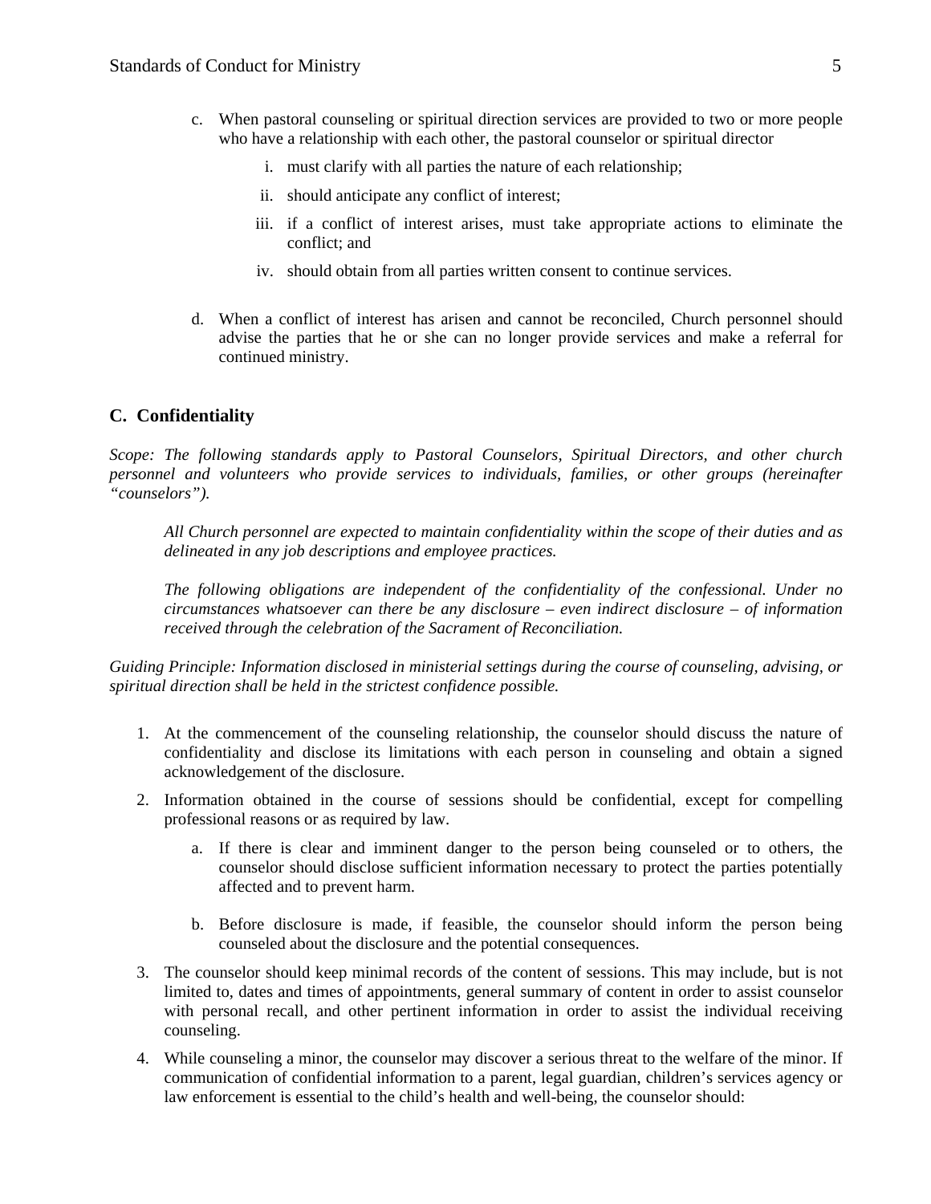c. When pastoral counseling or spiritual direction services are provided to two or more people who have a relationship with each other, the pastoral counselor or spiritual director

    i. must clarify with all parties the nature of each relationship;

    ii. should anticipate any conflict of interest;

    iii. if a conflict of interest arises, must take appropriate actions to eliminate the conflict; and

    iv. should obtain from all parties written consent to continue services.

d. When a conflict of interest has arisen and cannot be reconciled, Church personnel should advise the parties that he or she can no longer provide services and make a referral for continued ministry.

## C. Confidentiality

*Scope: The following standards apply to Pastoral Counselors, Spiritual Directors, and other church personnel and volunteers who provide services to individuals, families, or other groups (hereinafter "counselors").*

> *All Church personnel are expected to maintain confidentiality within the scope of their duties and as delineated in any job descriptions and employee practices.*
>
> *The following obligations are independent of the confidentiality of the confessional. Under no circumstances whatsoever can there be any disclosure – even indirect disclosure – of information received through the celebration of the Sacrament of Reconciliation.*

*Guiding Principle: Information disclosed in ministerial settings during the course of counseling, advising, or spiritual direction shall be held in the strictest confidence possible.*

1. At the commencement of the counseling relationship, the counselor should discuss the nature of confidentiality and disclose its limitations with each person in counseling and obtain a signed acknowledgement of the disclosure.

2. Information obtained in the course of sessions should be confidential, except for compelling professional reasons or as required by law.

    a. If there is clear and imminent danger to the person being counseled or to others, the counselor should disclose sufficient information necessary to protect the parties potentially affected and to prevent harm.

    b. Before disclosure is made, if feasible, the counselor should inform the person being counseled about the disclosure and the potential consequences.

3. The counselor should keep minimal records of the content of sessions. This may include, but is not limited to, dates and times of appointments, general summary of content in order to assist counselor with personal recall, and other pertinent information in order to assist the individual receiving counseling.

4. While counseling a minor, the counselor may discover a serious threat to the welfare of the minor. If communication of confidential information to a parent, legal guardian, children's services agency or law enforcement is essential to the child's health and well-being, the counselor should: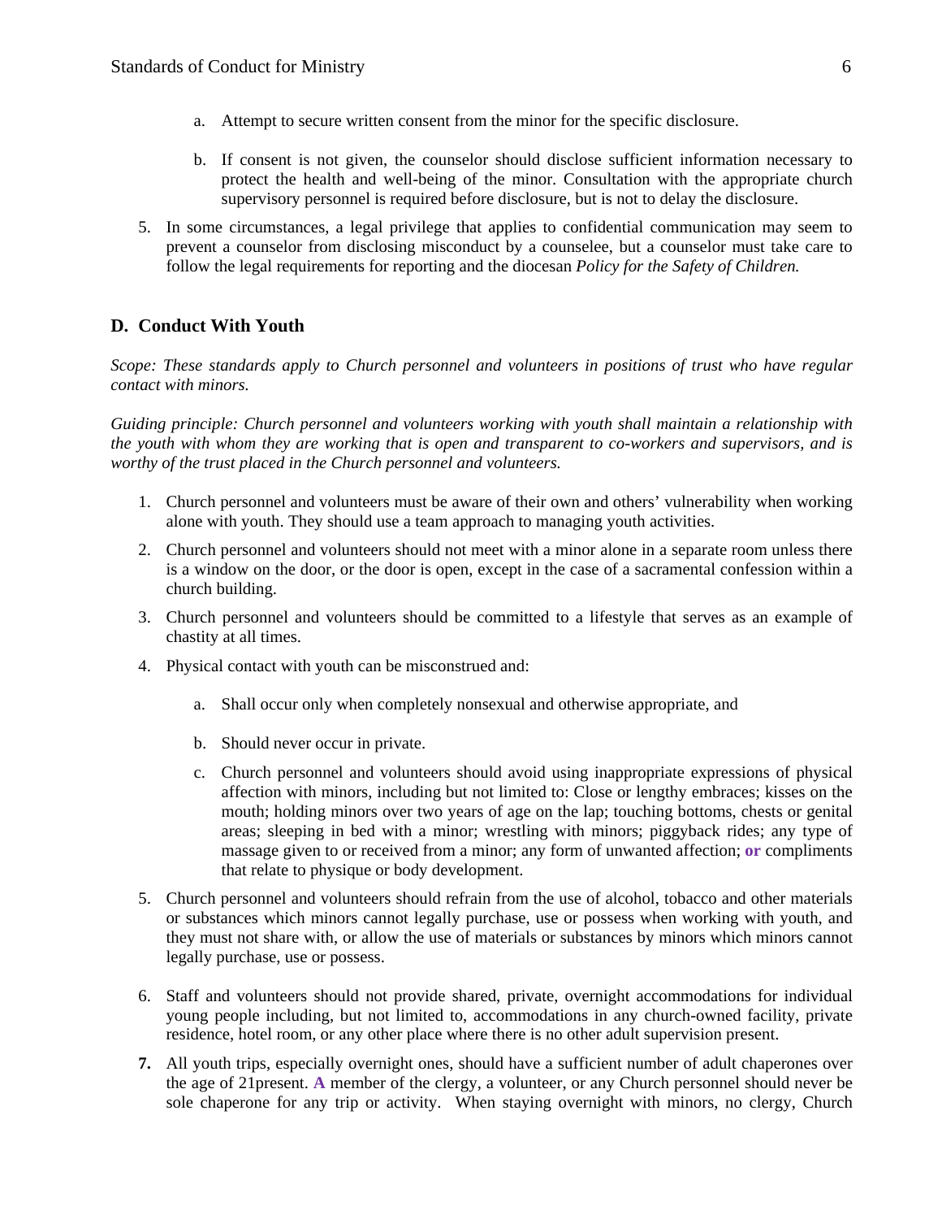a. Attempt to secure written consent from the minor for the specific disclosure.

b. If consent is not given, the counselor should disclose sufficient information necessary to protect the health and well-being of the minor. Consultation with the appropriate church supervisory personnel is required before disclosure, but is not to delay the disclosure.

5. In some circumstances, a legal privilege that applies to confidential communication may seem to prevent a counselor from disclosing misconduct by a counselee, but a counselor must take care to follow the legal requirements for reporting and the diocesan *Policy for the Safety of Children.*

## D. Conduct With Youth

*Scope: These standards apply to Church personnel and volunteers in positions of trust who have regular contact with minors.*

*Guiding principle: Church personnel and volunteers working with youth shall maintain a relationship with the youth with whom they are working that is open and transparent to co-workers and supervisors, and is worthy of the trust placed in the Church personnel and volunteers.*

1. Church personnel and volunteers must be aware of their own and others' vulnerability when working alone with youth. They should use a team approach to managing youth activities.
2. Church personnel and volunteers should not meet with a minor alone in a separate room unless there is a window on the door, or the door is open, except in the case of a sacramental confession within a church building.
3. Church personnel and volunteers should be committed to a lifestyle that serves as an example of chastity at all times.
4. Physical contact with youth can be misconstrued and:

   a. Shall occur only when completely nonsexual and otherwise appropriate, and

   b. Should never occur in private.

   c. Church personnel and volunteers should avoid using inappropriate expressions of physical affection with minors, including but not limited to: Close or lengthy embraces; kisses on the mouth; holding minors over two years of age on the lap; touching bottoms, chests or genital areas; sleeping in bed with a minor; wrestling with minors; piggyback rides; any type of massage given to or received from a minor; any form of unwanted affection; **or** compliments that relate to physique or body development.

5. Church personnel and volunteers should refrain from the use of alcohol, tobacco and other materials or substances which minors cannot legally purchase, use or possess when working with youth, and they must not share with, or allow the use of materials or substances by minors which minors cannot legally purchase, use or possess.
6. Staff and volunteers should not provide shared, private, overnight accommodations for individual young people including, but not limited to, accommodations in any church-owned facility, private residence, hotel room, or any other place where there is no other adult supervision present.
7. All youth trips, especially overnight ones, should have a sufficient number of adult chaperones over the age of 21present. **A** member of the clergy, a volunteer, or any Church personnel should never be sole chaperone for any trip or activity. When staying overnight with minors, no clergy, Church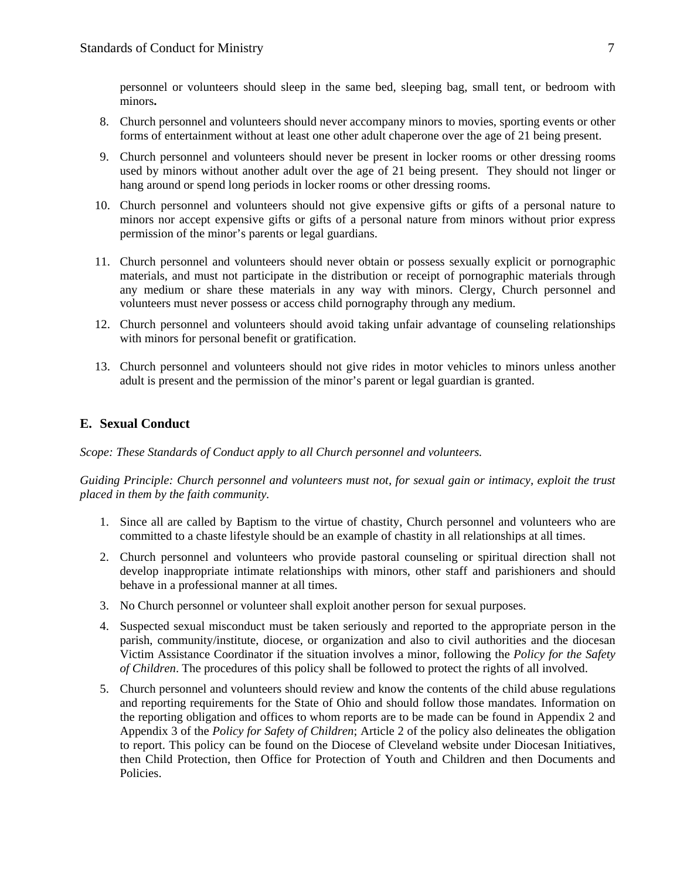personnel or volunteers should sleep in the same bed, sleeping bag, small tent, or bedroom with minors**.**

8. Church personnel and volunteers should never accompany minors to movies, sporting events or other forms of entertainment without at least one other adult chaperone over the age of 21 being present.
9. Church personnel and volunteers should never be present in locker rooms or other dressing rooms used by minors without another adult over the age of 21 being present. They should not linger or hang around or spend long periods in locker rooms or other dressing rooms.
10. Church personnel and volunteers should not give expensive gifts or gifts of a personal nature to minors nor accept expensive gifts or gifts of a personal nature from minors without prior express permission of the minor's parents or legal guardians.
11. Church personnel and volunteers should never obtain or possess sexually explicit or pornographic materials, and must not participate in the distribution or receipt of pornographic materials through any medium or share these materials in any way with minors. Clergy, Church personnel and volunteers must never possess or access child pornography through any medium.
12. Church personnel and volunteers should avoid taking unfair advantage of counseling relationships with minors for personal benefit or gratification.
13. Church personnel and volunteers should not give rides in motor vehicles to minors unless another adult is present and the permission of the minor's parent or legal guardian is granted.

## E. Sexual Conduct

*Scope: These Standards of Conduct apply to all Church personnel and volunteers.*

*Guiding Principle: Church personnel and volunteers must not, for sexual gain or intimacy, exploit the trust placed in them by the faith community.*

1. Since all are called by Baptism to the virtue of chastity, Church personnel and volunteers who are committed to a chaste lifestyle should be an example of chastity in all relationships at all times.
2. Church personnel and volunteers who provide pastoral counseling or spiritual direction shall not develop inappropriate intimate relationships with minors, other staff and parishioners and should behave in a professional manner at all times.
3. No Church personnel or volunteer shall exploit another person for sexual purposes.
4. Suspected sexual misconduct must be taken seriously and reported to the appropriate person in the parish, community/institute, diocese, or organization and also to civil authorities and the diocesan Victim Assistance Coordinator if the situation involves a minor, following the *Policy for the Safety of Children*. The procedures of this policy shall be followed to protect the rights of all involved.
5. Church personnel and volunteers should review and know the contents of the child abuse regulations and reporting requirements for the State of Ohio and should follow those mandates. Information on the reporting obligation and offices to whom reports are to be made can be found in Appendix 2 and Appendix 3 of the *Policy for Safety of Children*; Article 2 of the policy also delineates the obligation to report. This policy can be found on the Diocese of Cleveland website under Diocesan Initiatives, then Child Protection, then Office for Protection of Youth and Children and then Documents and Policies.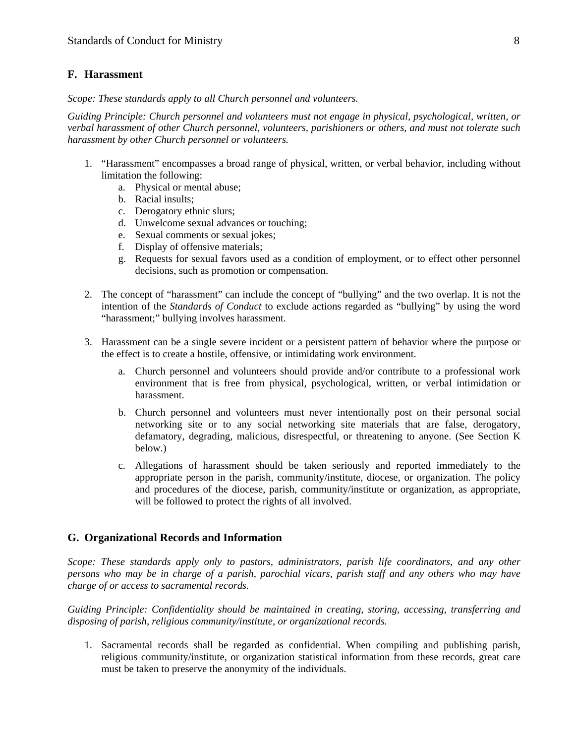## F. Harassment

*Scope: These standards apply to all Church personnel and volunteers.*

*Guiding Principle: Church personnel and volunteers must not engage in physical, psychological, written, or verbal harassment of other Church personnel, volunteers, parishioners or others, and must not tolerate such harassment by other Church personnel or volunteers.*

1. "Harassment" encompasses a broad range of physical, written, or verbal behavior, including without limitation the following:
   a. Physical or mental abuse;
   b. Racial insults;
   c. Derogatory ethnic slurs;
   d. Unwelcome sexual advances or touching;
   e. Sexual comments or sexual jokes;
   f. Display of offensive materials;
   g. Requests for sexual favors used as a condition of employment, or to effect other personnel decisions, such as promotion or compensation.

2. The concept of "harassment" can include the concept of "bullying" and the two overlap. It is not the intention of the *Standards of Conduct* to exclude actions regarded as "bullying" by using the word "harassment;" bullying involves harassment.

3. Harassment can be a single severe incident or a persistent pattern of behavior where the purpose or the effect is to create a hostile, offensive, or intimidating work environment.

   a. Church personnel and volunteers should provide and/or contribute to a professional work environment that is free from physical, psychological, written, or verbal intimidation or harassment.

   b. Church personnel and volunteers must never intentionally post on their personal social networking site or to any social networking site materials that are false, derogatory, defamatory, degrading, malicious, disrespectful, or threatening to anyone. (See Section K below.)

   c. Allegations of harassment should be taken seriously and reported immediately to the appropriate person in the parish, community/institute, diocese, or organization. The policy and procedures of the diocese, parish, community/institute or organization, as appropriate, will be followed to protect the rights of all involved.

## G. Organizational Records and Information

*Scope: These standards apply only to pastors, administrators, parish life coordinators, and any other persons who may be in charge of a parish, parochial vicars, parish staff and any others who may have charge of or access to sacramental records.*

*Guiding Principle: Confidentiality should be maintained in creating, storing, accessing, transferring and disposing of parish, religious community/institute, or organizational records.*

1. Sacramental records shall be regarded as confidential. When compiling and publishing parish, religious community/institute, or organization statistical information from these records, great care must be taken to preserve the anonymity of the individuals.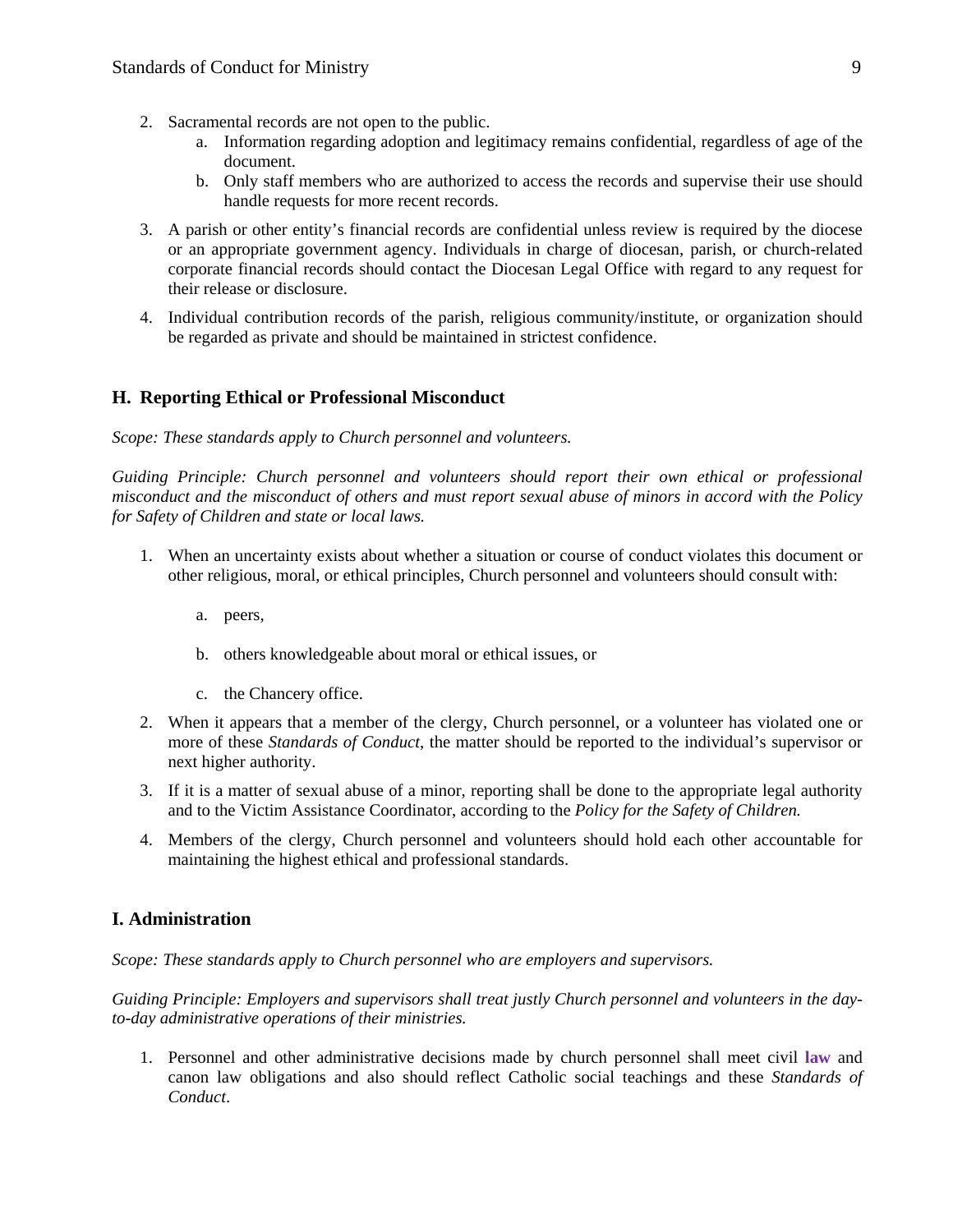2. Sacramental records are not open to the public.
    a. Information regarding adoption and legitimacy remains confidential, regardless of age of the document.
    b. Only staff members who are authorized to access the records and supervise their use should handle requests for more recent records.
3. A parish or other entity's financial records are confidential unless review is required by the diocese or an appropriate government agency. Individuals in charge of diocesan, parish, or church-related corporate financial records should contact the Diocesan Legal Office with regard to any request for their release or disclosure.
4. Individual contribution records of the parish, religious community/institute, or organization should be regarded as private and should be maintained in strictest confidence.

## H. Reporting Ethical or Professional Misconduct

*Scope: These standards apply to Church personnel and volunteers.*

*Guiding Principle: Church personnel and volunteers should report their own ethical or professional misconduct and the misconduct of others and must report sexual abuse of minors in accord with the Policy for Safety of Children and state or local laws.*

1. When an uncertainty exists about whether a situation or course of conduct violates this document or other religious, moral, or ethical principles, Church personnel and volunteers should consult with:
    a. peers,
    b. others knowledgeable about moral or ethical issues, or
    c. the Chancery office.
2. When it appears that a member of the clergy, Church personnel, or a volunteer has violated one or more of these *Standards of Conduct*, the matter should be reported to the individual's supervisor or next higher authority.
3. If it is a matter of sexual abuse of a minor, reporting shall be done to the appropriate legal authority and to the Victim Assistance Coordinator, according to the *Policy for the Safety of Children.*
4. Members of the clergy, Church personnel and volunteers should hold each other accountable for maintaining the highest ethical and professional standards.

## I. Administration

*Scope: These standards apply to Church personnel who are employers and supervisors.*

*Guiding Principle: Employers and supervisors shall treat justly Church personnel and volunteers in the day-to-day administrative operations of their ministries.*

1. Personnel and other administrative decisions made by church personnel shall meet civil **law** and canon law obligations and also should reflect Catholic social teachings and these *Standards of Conduct*.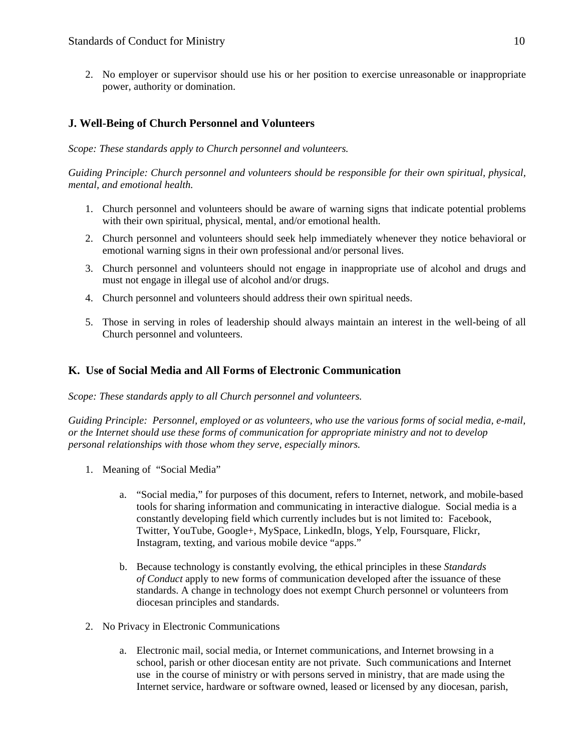2. No employer or supervisor should use his or her position to exercise unreasonable or inappropriate power, authority or domination.

## J. Well-Being of Church Personnel and Volunteers

*Scope: These standards apply to Church personnel and volunteers.*

*Guiding Principle: Church personnel and volunteers should be responsible for their own spiritual, physical, mental, and emotional health.*

1. Church personnel and volunteers should be aware of warning signs that indicate potential problems with their own spiritual, physical, mental, and/or emotional health.
2. Church personnel and volunteers should seek help immediately whenever they notice behavioral or emotional warning signs in their own professional and/or personal lives.
3. Church personnel and volunteers should not engage in inappropriate use of alcohol and drugs and must not engage in illegal use of alcohol and/or drugs.
4. Church personnel and volunteers should address their own spiritual needs.
5. Those in serving in roles of leadership should always maintain an interest in the well-being of all Church personnel and volunteers.

## K. Use of Social Media and All Forms of Electronic Communication

*Scope: These standards apply to all Church personnel and volunteers.*

*Guiding Principle: Personnel, employed or as volunteers, who use the various forms of social media, e-mail, or the Internet should use these forms of communication for appropriate ministry and not to develop personal relationships with those whom they serve, especially minors.*

1. Meaning of "Social Media"

   a. "Social media," for purposes of this document, refers to Internet, network, and mobile-based tools for sharing information and communicating in interactive dialogue. Social media is a constantly developing field which currently includes but is not limited to: Facebook, Twitter, YouTube, Google+, MySpace, LinkedIn, blogs, Yelp, Foursquare, Flickr, Instagram, texting, and various mobile device "apps."

   b. Because technology is constantly evolving, the ethical principles in these *Standards of Conduct* apply to new forms of communication developed after the issuance of these standards. A change in technology does not exempt Church personnel or volunteers from diocesan principles and standards.

2. No Privacy in Electronic Communications

   a. Electronic mail, social media, or Internet communications, and Internet browsing in a school, parish or other diocesan entity are not private. Such communications and Internet use in the course of ministry or with persons served in ministry, that are made using the Internet service, hardware or software owned, leased or licensed by any diocesan, parish,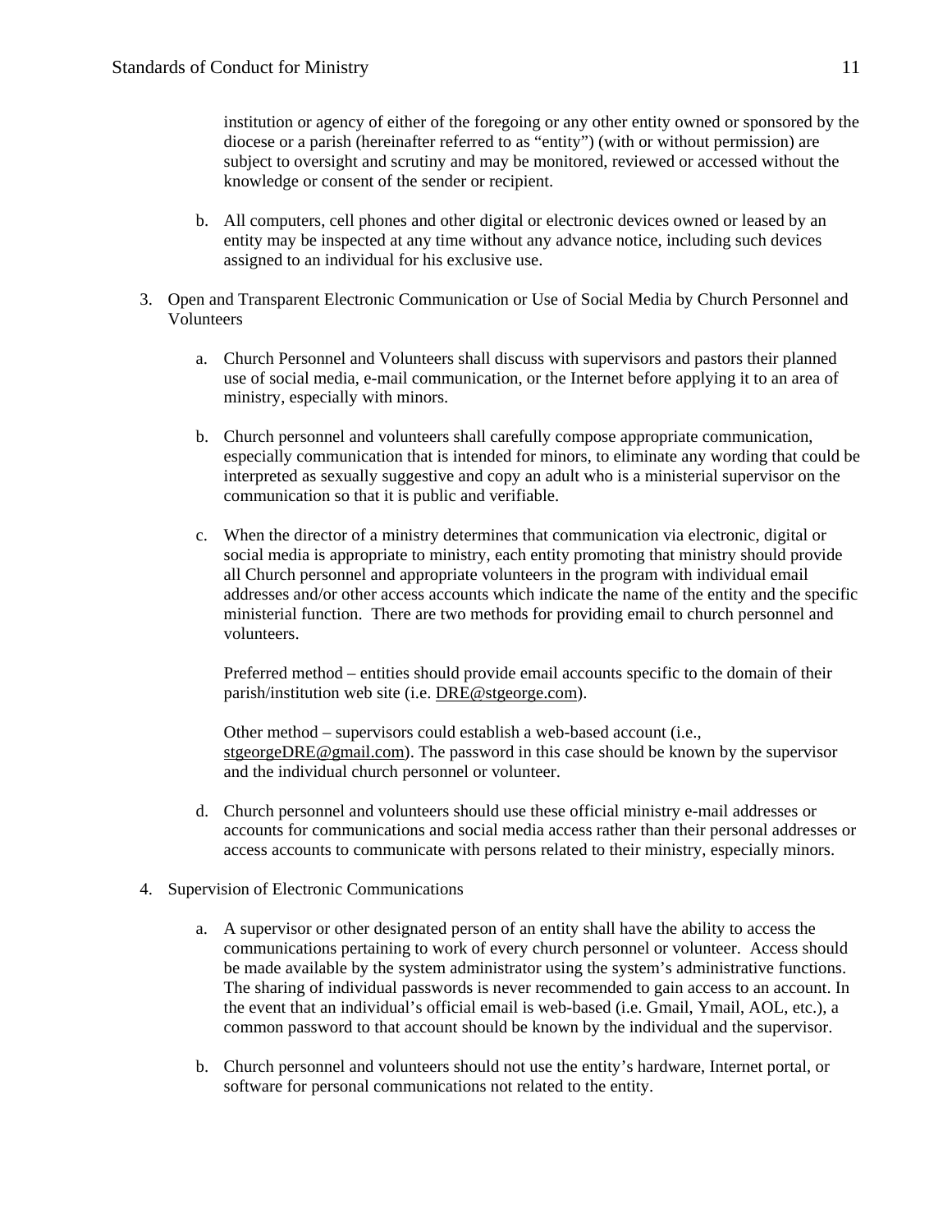institution or agency of either of the foregoing or any other entity owned or sponsored by the diocese or a parish (hereinafter referred to as "entity") (with or without permission) are subject to oversight and scrutiny and may be monitored, reviewed or accessed without the knowledge or consent of the sender or recipient.

b. All computers, cell phones and other digital or electronic devices owned or leased by an entity may be inspected at any time without any advance notice, including such devices assigned to an individual for his exclusive use.

3. Open and Transparent Electronic Communication or Use of Social Media by Church Personnel and Volunteers

   a. Church Personnel and Volunteers shall discuss with supervisors and pastors their planned use of social media, e-mail communication, or the Internet before applying it to an area of ministry, especially with minors.

   b. Church personnel and volunteers shall carefully compose appropriate communication, especially communication that is intended for minors, to eliminate any wording that could be interpreted as sexually suggestive and copy an adult who is a ministerial supervisor on the communication so that it is public and verifiable.

   c. When the director of a ministry determines that communication via electronic, digital or social media is appropriate to ministry, each entity promoting that ministry should provide all Church personnel and appropriate volunteers in the program with individual email addresses and/or other access accounts which indicate the name of the entity and the specific ministerial function. There are two methods for providing email to church personnel and volunteers.

      Preferred method – entities should provide email accounts specific to the domain of their parish/institution web site (i.e. DRE@stgeorge.com).

      Other method – supervisors could establish a web-based account (i.e., stgeorgeDRE@gmail.com). The password in this case should be known by the supervisor and the individual church personnel or volunteer.

   d. Church personnel and volunteers should use these official ministry e-mail addresses or accounts for communications and social media access rather than their personal addresses or access accounts to communicate with persons related to their ministry, especially minors.

4. Supervision of Electronic Communications

   a. A supervisor or other designated person of an entity shall have the ability to access the communications pertaining to work of every church personnel or volunteer. Access should be made available by the system administrator using the system's administrative functions. The sharing of individual passwords is never recommended to gain access to an account. In the event that an individual's official email is web-based (i.e. Gmail, Ymail, AOL, etc.), a common password to that account should be known by the individual and the supervisor.

   b. Church personnel and volunteers should not use the entity's hardware, Internet portal, or software for personal communications not related to the entity.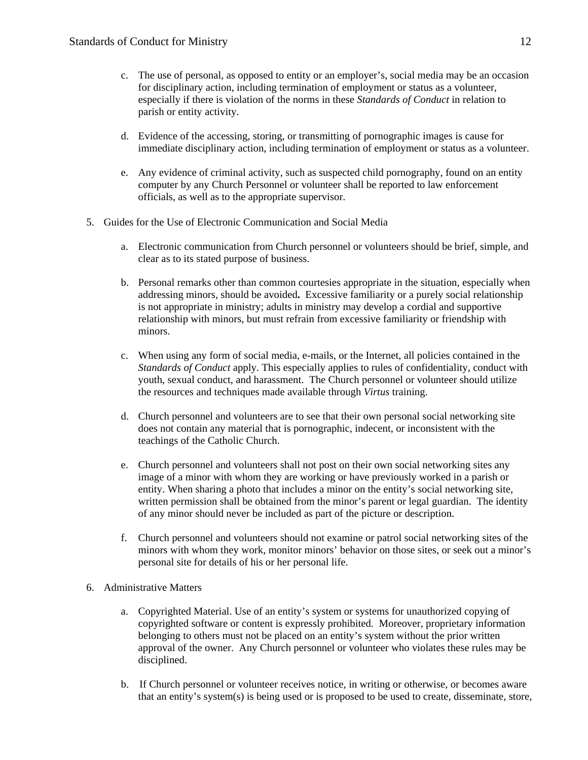c. The use of personal, as opposed to entity or an employer's, social media may be an occasion for disciplinary action, including termination of employment or status as a volunteer, especially if there is violation of the norms in these *Standards of Conduct* in relation to parish or entity activity.

d. Evidence of the accessing, storing, or transmitting of pornographic images is cause for immediate disciplinary action, including termination of employment or status as a volunteer.

e. Any evidence of criminal activity, such as suspected child pornography, found on an entity computer by any Church Personnel or volunteer shall be reported to law enforcement officials, as well as to the appropriate supervisor.

5. Guides for the Use of Electronic Communication and Social Media

   a. Electronic communication from Church personnel or volunteers should be brief, simple, and clear as to its stated purpose of business.

   b. Personal remarks other than common courtesies appropriate in the situation, especially when addressing minors, should be avoided**.** Excessive familiarity or a purely social relationship is not appropriate in ministry; adults in ministry may develop a cordial and supportive relationship with minors, but must refrain from excessive familiarity or friendship with minors.

   c. When using any form of social media, e-mails, or the Internet, all policies contained in the *Standards of Conduct* apply. This especially applies to rules of confidentiality, conduct with youth, sexual conduct, and harassment. The Church personnel or volunteer should utilize the resources and techniques made available through *Virtus* training.

   d. Church personnel and volunteers are to see that their own personal social networking site does not contain any material that is pornographic, indecent, or inconsistent with the teachings of the Catholic Church.

   e. Church personnel and volunteers shall not post on their own social networking sites any image of a minor with whom they are working or have previously worked in a parish or entity. When sharing a photo that includes a minor on the entity's social networking site, written permission shall be obtained from the minor's parent or legal guardian. The identity of any minor should never be included as part of the picture or description.

   f. Church personnel and volunteers should not examine or patrol social networking sites of the minors with whom they work, monitor minors' behavior on those sites, or seek out a minor's personal site for details of his or her personal life.

6. Administrative Matters

   a. Copyrighted Material. Use of an entity's system or systems for unauthorized copying of copyrighted software or content is expressly prohibited. Moreover, proprietary information belonging to others must not be placed on an entity's system without the prior written approval of the owner. Any Church personnel or volunteer who violates these rules may be disciplined.

   b. If Church personnel or volunteer receives notice, in writing or otherwise, or becomes aware that an entity's system(s) is being used or is proposed to be used to create, disseminate, store,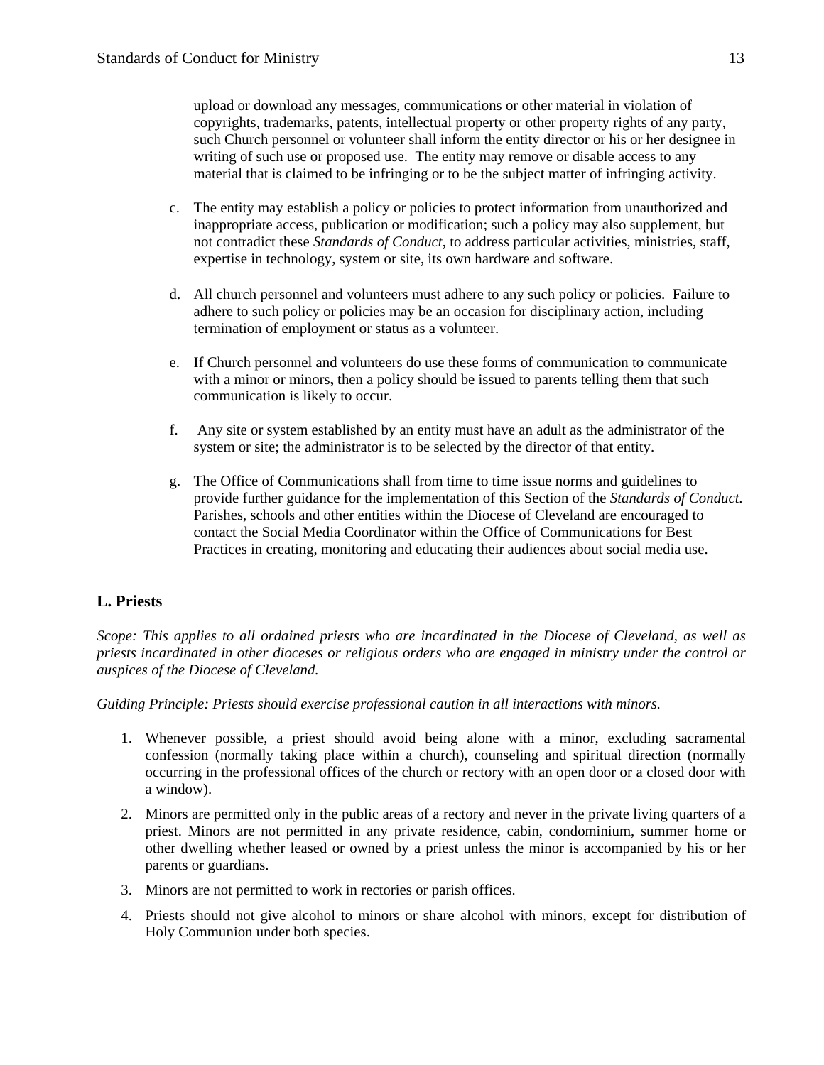upload or download any messages, communications or other material in violation of copyrights, trademarks, patents, intellectual property or other property rights of any party, such Church personnel or volunteer shall inform the entity director or his or her designee in writing of such use or proposed use. The entity may remove or disable access to any material that is claimed to be infringing or to be the subject matter of infringing activity.

c. The entity may establish a policy or policies to protect information from unauthorized and inappropriate access, publication or modification; such a policy may also supplement, but not contradict these *Standards of Conduct*, to address particular activities, ministries, staff, expertise in technology, system or site, its own hardware and software.

d. All church personnel and volunteers must adhere to any such policy or policies. Failure to adhere to such policy or policies may be an occasion for disciplinary action, including termination of employment or status as a volunteer.

e. If Church personnel and volunteers do use these forms of communication to communicate with a minor or minors**,** then a policy should be issued to parents telling them that such communication is likely to occur.

f. Any site or system established by an entity must have an adult as the administrator of the system or site; the administrator is to be selected by the director of that entity.

g. The Office of Communications shall from time to time issue norms and guidelines to provide further guidance for the implementation of this Section of the *Standards of Conduct.* Parishes, schools and other entities within the Diocese of Cleveland are encouraged to contact the Social Media Coordinator within the Office of Communications for Best Practices in creating, monitoring and educating their audiences about social media use.

## L. Priests

*Scope: This applies to all ordained priests who are incardinated in the Diocese of Cleveland, as well as priests incardinated in other dioceses or religious orders who are engaged in ministry under the control or auspices of the Diocese of Cleveland.*

*Guiding Principle: Priests should exercise professional caution in all interactions with minors.*

1. Whenever possible, a priest should avoid being alone with a minor, excluding sacramental confession (normally taking place within a church), counseling and spiritual direction (normally occurring in the professional offices of the church or rectory with an open door or a closed door with a window).
2. Minors are permitted only in the public areas of a rectory and never in the private living quarters of a priest. Minors are not permitted in any private residence, cabin, condominium, summer home or other dwelling whether leased or owned by a priest unless the minor is accompanied by his or her parents or guardians.
3. Minors are not permitted to work in rectories or parish offices.
4. Priests should not give alcohol to minors or share alcohol with minors, except for distribution of Holy Communion under both species.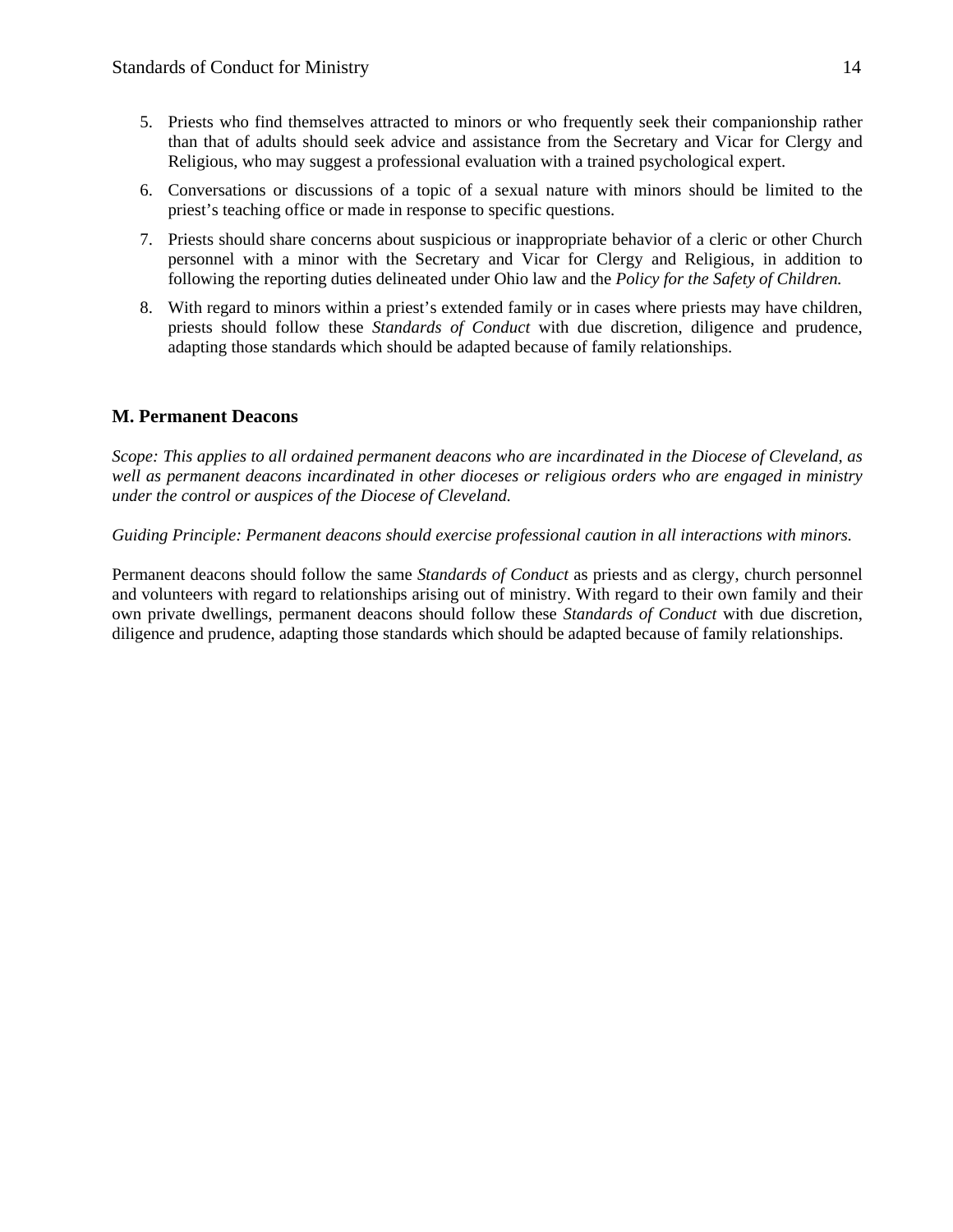5. Priests who find themselves attracted to minors or who frequently seek their companionship rather than that of adults should seek advice and assistance from the Secretary and Vicar for Clergy and Religious, who may suggest a professional evaluation with a trained psychological expert.
6. Conversations or discussions of a topic of a sexual nature with minors should be limited to the priest's teaching office or made in response to specific questions.
7. Priests should share concerns about suspicious or inappropriate behavior of a cleric or other Church personnel with a minor with the Secretary and Vicar for Clergy and Religious, in addition to following the reporting duties delineated under Ohio law and the *Policy for the Safety of Children.*
8. With regard to minors within a priest's extended family or in cases where priests may have children, priests should follow these *Standards of Conduct* with due discretion, diligence and prudence, adapting those standards which should be adapted because of family relationships.

### M. Permanent Deacons

*Scope: This applies to all ordained permanent deacons who are incardinated in the Diocese of Cleveland, as well as permanent deacons incardinated in other dioceses or religious orders who are engaged in ministry under the control or auspices of the Diocese of Cleveland.*

*Guiding Principle: Permanent deacons should exercise professional caution in all interactions with minors.*

Permanent deacons should follow the same *Standards of Conduct* as priests and as clergy, church personnel and volunteers with regard to relationships arising out of ministry. With regard to their own family and their own private dwellings, permanent deacons should follow these *Standards of Conduct* with due discretion, diligence and prudence, adapting those standards which should be adapted because of family relationships.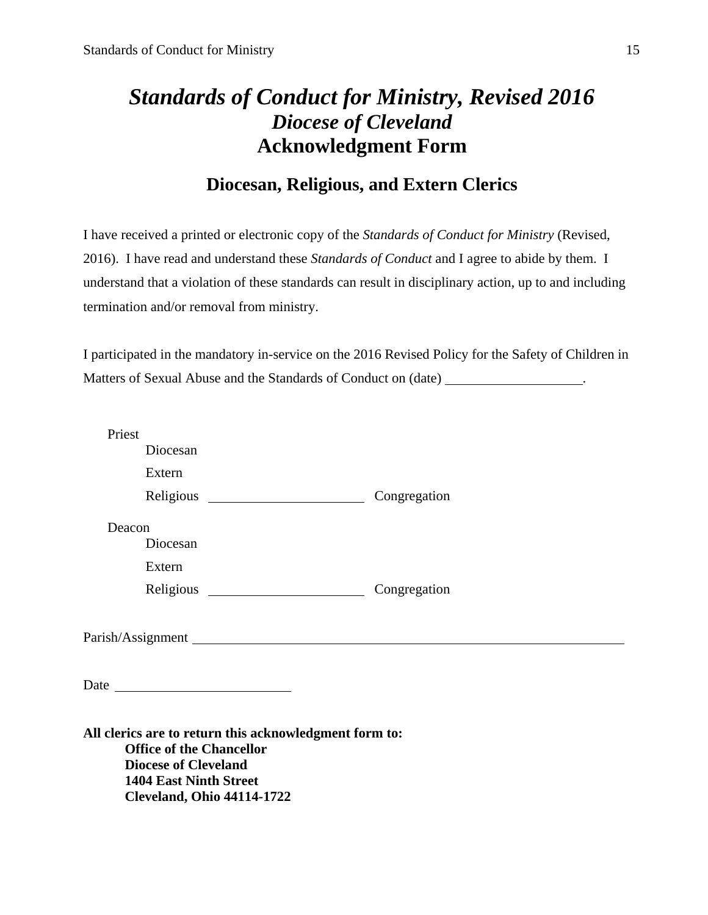# *Standards of Conduct for Ministry, Revised 2016*

## *Diocese of Cleveland*

## Acknowledgment Form

### Diocesan, Religious, and Extern Clerics

I have received a printed or electronic copy of the *Standards of Conduct for Ministry* (Revised, 2016). I have read and understand these *Standards of Conduct* and I agree to abide by them. I understand that a violation of these standards can result in disciplinary action, up to and including termination and/or removal from ministry.

I participated in the mandatory in-service on the 2016 Revised Policy for the Safety of Children in Matters of Sexual Abuse and the Standards of Conduct on (date) ____________________.

Priest
- Diocesan
- Extern
- Religious ______________________ Congregation

Deacon
- Diocesan
- Extern
- Religious ______________________ Congregation

Parish/Assignment ____________________________________________________________

Date ________________________

**All clerics are to return this acknowledgment form to:**
**Office of the Chancellor**
**Diocese of Cleveland**
**1404 East Ninth Street**
**Cleveland, Ohio 44114-1722**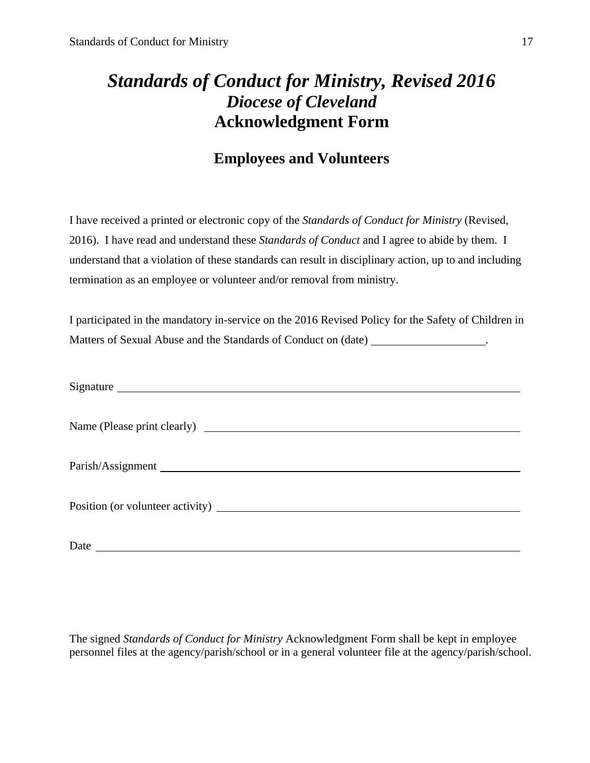# *Standards of Conduct for Ministry, Revised 2016*

## *Diocese of Cleveland*

## Acknowledgment Form

### Employees and Volunteers

I have received a printed or electronic copy of the *Standards of Conduct for Ministry* (Revised, 2016). I have read and understand these *Standards of Conduct* and I agree to abide by them. I understand that a violation of these standards can result in disciplinary action, up to and including termination as an employee or volunteer and/or removal from ministry.

I participated in the mandatory in-service on the 2016 Revised Policy for the Safety of Children in Matters of Sexual Abuse and the Standards of Conduct on (date) ____________________.

Signature ______________________________________________________________

Name (Please print clearly) ______________________________________________

Parish/Assignment ______________________________________________________

Position (or volunteer activity) ___________________________________________

Date __________________________________________________________________

The signed *Standards of Conduct for Ministry* Acknowledgment Form shall be kept in employee personnel files at the agency/parish/school or in a general volunteer file at the agency/parish/school.